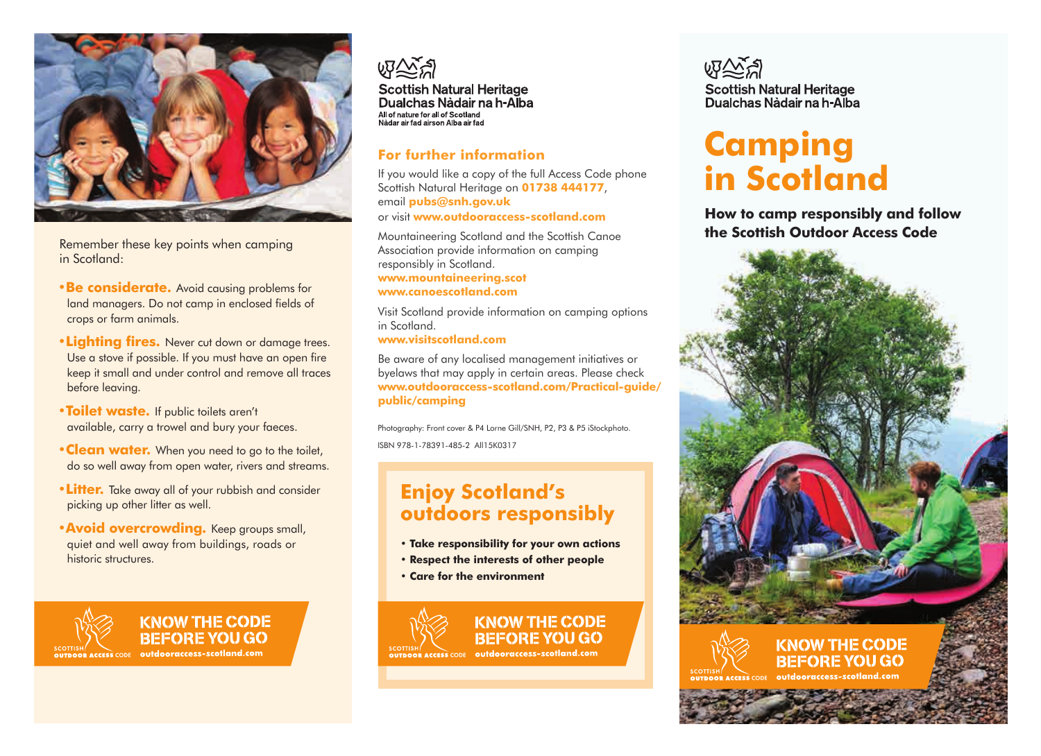Remember these key points when camping in Scotland:

- **Be considerate.** Avoid causing problems for land managers. Do not camp in enclosed fields of crops or farm animals.
- **Lighting fires.** Never cut down or damage trees. Use a stove if possible. If you must have an open fire keep it small and under control and remove all traces before leaving.
- **Toilet waste.** If public toilets aren't available, carry a trowel and bury your faeces.
- **Clean water.** When you need to go to the toilet, do so well away from open water, rivers and streams.
- **Litter.** Take away all of your rubbish and consider picking up other litter as well.
- **Avoid overcrowding.** Keep groups small, quiet and well away from buildings, roads or historic structures.

SCOTTISH OUTDOOR ACCESS CODE

**KNOW THE CODE BEFORE YOU GO**
**outdooraccess-scotland.com**

Scottish Natural Heritage
Dualchas Nàdair na h-Alba
All of nature for all of Scotland
Nàdar air fad airson Alba air fad

## For further information

If you would like a copy of the full Access Code phone Scottish Natural Heritage on **01738 444177**, email **pubs@snh.gov.uk**
or visit **www.outdooraccess-scotland.com**

Mountaineering Scotland and the Scottish Canoe Association provide information on camping responsibly in Scotland.
**www.mountaineering.scot**
**www.canoescotland.com**

Visit Scotland provide information on camping options in Scotland.
**www.visitscotland.com**

Be aware of any localised management initiatives or byelaws that may apply in certain areas. Please check **www.outdooraccess-scotland.com/Practical-guide/public/camping**

Photography: Front cover & P4 Lorne Gill/SNH, P2, P3 & P5 iStockphoto.

ISBN 978-1-78391-485-2 All15K0317

## Enjoy Scotland's outdoors responsibly

- **Take responsibility for your own actions**
- **Respect the interests of other people**
- **Care for the environment**

SCOTTISH OUTDOOR ACCESS CODE

**KNOW THE CODE BEFORE YOU GO**
**outdooraccess-scotland.com**

Scottish Natural Heritage
Dualchas Nàdair na h-Alba

# Camping in Scotland

**How to camp responsibly and follow the Scottish Outdoor Access Code**

SCOTTISH OUTDOOR ACCESS CODE

**KNOW THE CODE BEFORE YOU GO**
**outdooraccess-scotland.com**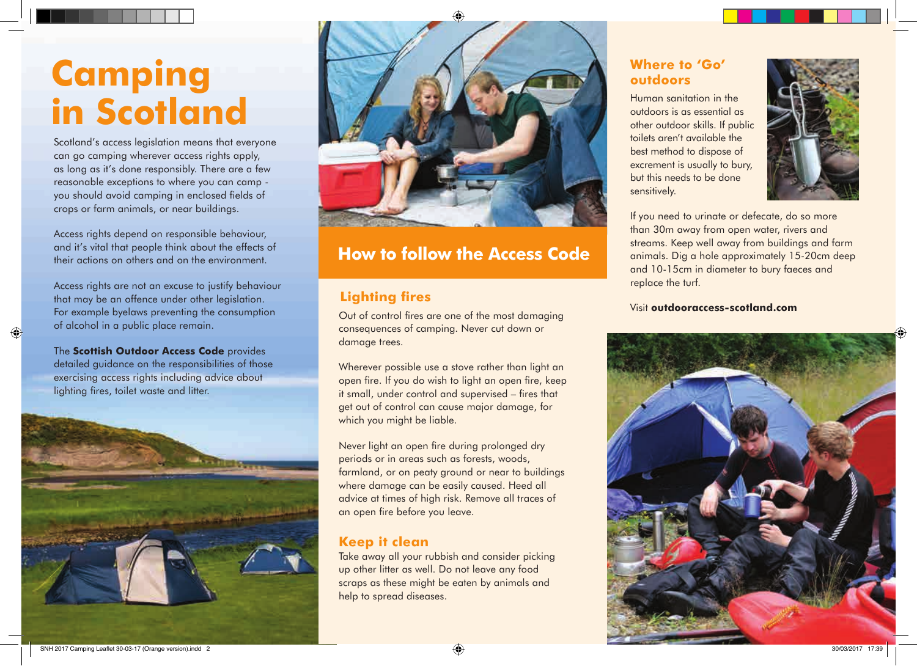# Camping in Scotland

Scotland's access legislation means that everyone can go camping wherever access rights apply, as long as it's done responsibly. There are a few reasonable exceptions to where you can camp - you should avoid camping in enclosed fields of crops or farm animals, or near buildings.

Access rights depend on responsible behaviour, and it's vital that people think about the effects of their actions on others and on the environment.

Access rights are not an excuse to justify behaviour that may be an offence under other legislation. For example byelaws preventing the consumption of alcohol in a public place remain.

The **Scottish Outdoor Access Code** provides detailed guidance on the responsibilities of those exercising access rights including advice about lighting fires, toilet waste and litter.

## How to follow the Access Code

### Lighting fires

Out of control fires are one of the most damaging consequences of camping. Never cut down or damage trees.

Wherever possible use a stove rather than light an open fire. If you do wish to light an open fire, keep it small, under control and supervised – fires that get out of control can cause major damage, for which you might be liable.

Never light an open fire during prolonged dry periods or in areas such as forests, woods, farmland, or on peaty ground or near to buildings where damage can be easily caused. Heed all advice at times of high risk. Remove all traces of an open fire before you leave.

### Keep it clean

Take away all your rubbish and consider picking up other litter as well. Do not leave any food scraps as these might be eaten by animals and help to spread diseases.

### Where to 'Go' outdoors

Human sanitation in the outdoors is as essential as other outdoor skills. If public toilets aren't available the best method to dispose of excrement is usually to bury, but this needs to be done sensitively.

If you need to urinate or defecate, do so more than 30m away from open water, rivers and streams. Keep well away from buildings and farm animals. Dig a hole approximately 15-20cm deep and 10-15cm in diameter to bury faeces and replace the turf.

Visit **outdooraccess-scotland.com**